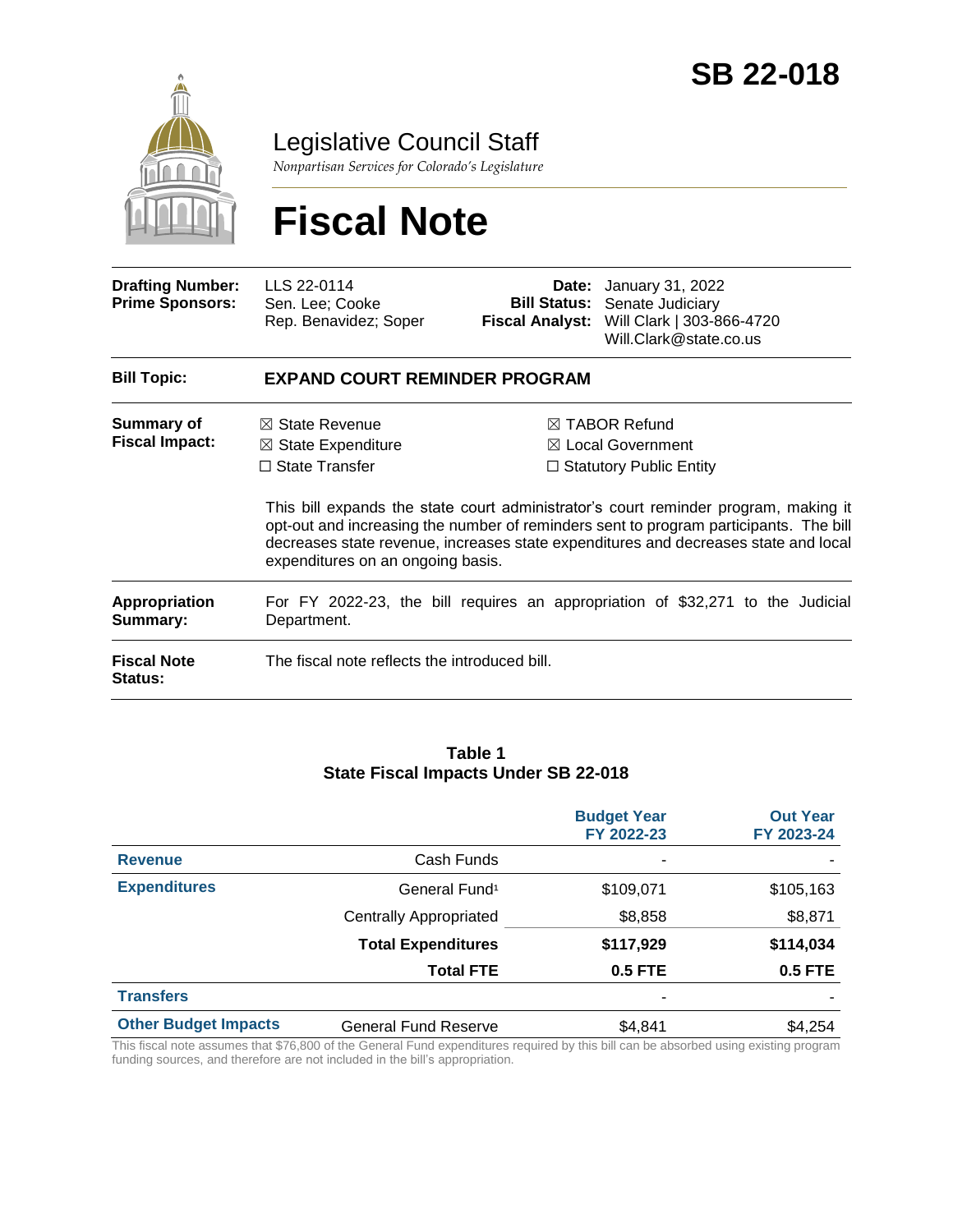# SB 22-018

Legislative Council Staff

*Nonpartisan Services for Colorado's Legislature*

# Fiscal Note

| | | | |
|---|---|---|---|
| **Drafting Number:** | LLS 22-0114 | **Date:** | January 31, 2022 |
| **Prime Sponsors:** | Sen. Lee; Cooke<br>Rep. Benavidez; Soper | **Bill Status:** | Senate Judiciary |
| | | **Fiscal Analyst:** | Will Clark \| 303-866-4720<br>Will.Clark@state.co.us |

| | |
|---|---|
| **Bill Topic:** | **EXPAND COURT REMINDER PROGRAM** |
| **Summary of Fiscal Impact:** | ☒ State Revenue ☒ State Expenditure ☐ State Transfer ☒ TABOR Refund ☒ Local Government ☐ Statutory Public Entity<br><br>This bill expands the state court administrator's court reminder program, making it opt-out and increasing the number of reminders sent to program participants. The bill decreases state revenue, increases state expenditures and decreases state and local expenditures on an ongoing basis. |
| **Appropriation Summary:** | For FY 2022-23, the bill requires an appropriation of $32,271 to the Judicial Department. |
| **Fiscal Note Status:** | The fiscal note reflects the introduced bill. |

**Table 1**
**State Fiscal Impacts Under SB 22-018**

| | | Budget Year FY 2022-23 | Out Year FY 2023-24 |
|---|---|---|---|
| **Revenue** | Cash Funds | - | - |
| **Expenditures** | General Fund[1] | $109,071 | $105,163 |
| | Centrally Appropriated | $8,858 | $8,871 |
| | **Total Expenditures** | **$117,929** | **$114,034** |
| | **Total FTE** | **0.5 FTE** | **0.5 FTE** |
| **Transfers** | | - | - |
| **Other Budget Impacts** | General Fund Reserve | $4,841 | $4,254 |

This fiscal note assumes that $76,800 of the General Fund expenditures required by this bill can be absorbed using existing program funding sources, and therefore are not included in the bill's appropriation.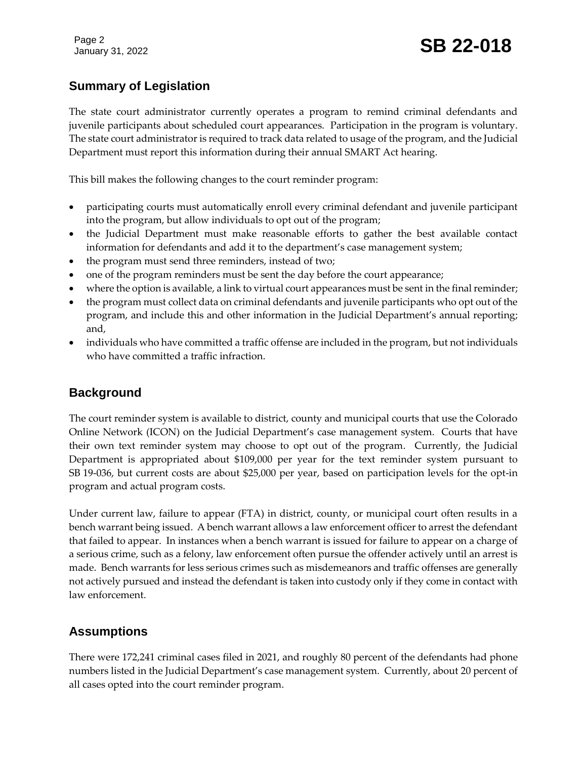## Summary of Legislation

The state court administrator currently operates a program to remind criminal defendants and juvenile participants about scheduled court appearances. Participation in the program is voluntary. The state court administrator is required to track data related to usage of the program, and the Judicial Department must report this information during their annual SMART Act hearing.

This bill makes the following changes to the court reminder program:

- participating courts must automatically enroll every criminal defendant and juvenile participant into the program, but allow individuals to opt out of the program;
- the Judicial Department must make reasonable efforts to gather the best available contact information for defendants and add it to the department's case management system;
- the program must send three reminders, instead of two;
- one of the program reminders must be sent the day before the court appearance;
- where the option is available, a link to virtual court appearances must be sent in the final reminder;
- the program must collect data on criminal defendants and juvenile participants who opt out of the program, and include this and other information in the Judicial Department's annual reporting; and,
- individuals who have committed a traffic offense are included in the program, but not individuals who have committed a traffic infraction.

## Background

The court reminder system is available to district, county and municipal courts that use the Colorado Online Network (ICON) on the Judicial Department's case management system. Courts that have their own text reminder system may choose to opt out of the program. Currently, the Judicial Department is appropriated about $109,000 per year for the text reminder system pursuant to SB 19-036, but current costs are about $25,000 per year, based on participation levels for the opt-in program and actual program costs.

Under current law, failure to appear (FTA) in district, county, or municipal court often results in a bench warrant being issued. A bench warrant allows a law enforcement officer to arrest the defendant that failed to appear. In instances when a bench warrant is issued for failure to appear on a charge of a serious crime, such as a felony, law enforcement often pursue the offender actively until an arrest is made. Bench warrants for less serious crimes such as misdemeanors and traffic offenses are generally not actively pursued and instead the defendant is taken into custody only if they come in contact with law enforcement.

## Assumptions

There were 172,241 criminal cases filed in 2021, and roughly 80 percent of the defendants had phone numbers listed in the Judicial Department's case management system. Currently, about 20 percent of all cases opted into the court reminder program.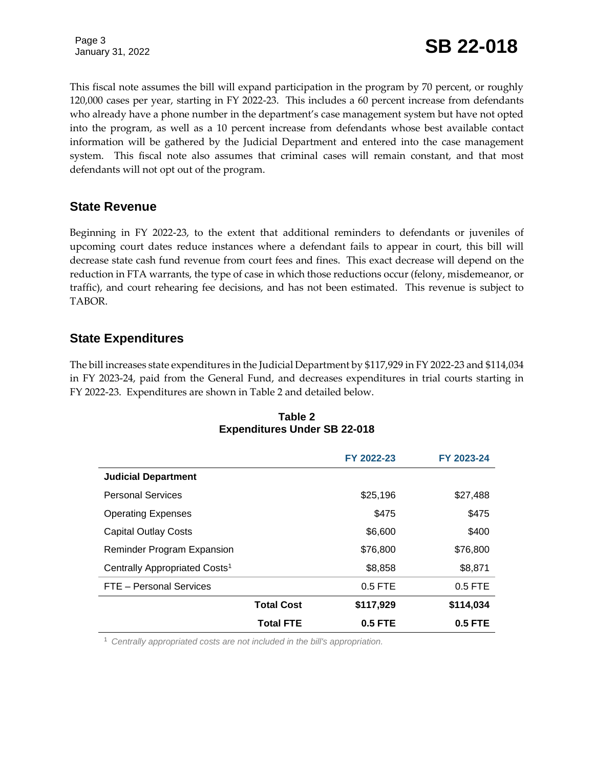This fiscal note assumes the bill will expand participation in the program by 70 percent, or roughly 120,000 cases per year, starting in FY 2022-23. This includes a 60 percent increase from defendants who already have a phone number in the department's case management system but have not opted into the program, as well as a 10 percent increase from defendants whose best available contact information will be gathered by the Judicial Department and entered into the case management system. This fiscal note also assumes that criminal cases will remain constant, and that most defendants will not opt out of the program.

## State Revenue

Beginning in FY 2022-23, to the extent that additional reminders to defendants or juveniles of upcoming court dates reduce instances where a defendant fails to appear in court, this bill will decrease state cash fund revenue from court fees and fines. This exact decrease will depend on the reduction in FTA warrants, the type of case in which those reductions occur (felony, misdemeanor, or traffic), and court rehearing fee decisions, and has not been estimated. This revenue is subject to TABOR.

## State Expenditures

The bill increases state expenditures in the Judicial Department by $117,929 in FY 2022-23 and $114,034 in FY 2023-24, paid from the General Fund, and decreases expenditures in trial courts starting in FY 2022-23. Expenditures are shown in Table 2 and detailed below.

**Table 2**
**Expenditures Under SB 22-018**

| | FY 2022-23 | FY 2023-24 |
|---|---|---|
| **Judicial Department** | | |
| Personal Services | $25,196 | $27,488 |
| Operating Expenses | $475 | $475 |
| Capital Outlay Costs | $6,600 | $400 |
| Reminder Program Expansion | $76,800 | $76,800 |
| Centrally Appropriated Costs[1] | $8,858 | $8,871 |
| FTE – Personal Services | 0.5 FTE | 0.5 FTE |
| **Total Cost** | **$117,929** | **$114,034** |
| **Total FTE** | **0.5 FTE** | **0.5 FTE** |

[1] *Centrally appropriated costs are not included in the bill's appropriation.*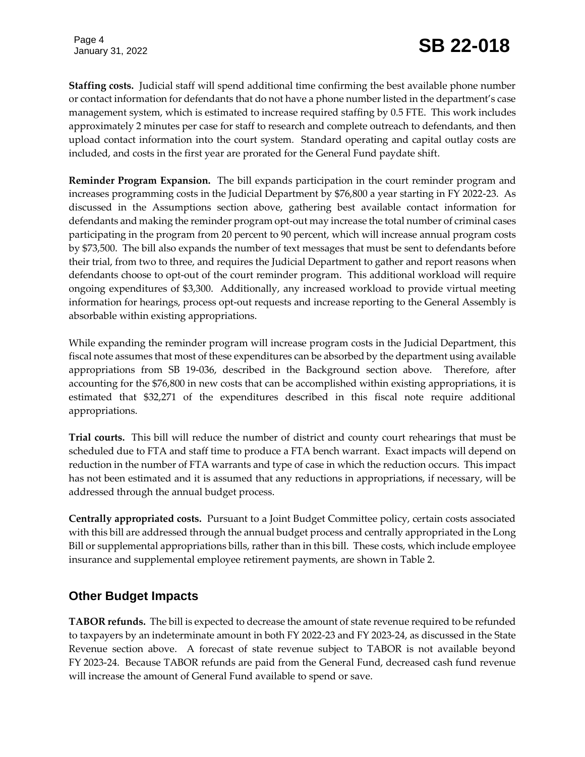**Staffing costs.** Judicial staff will spend additional time confirming the best available phone number or contact information for defendants that do not have a phone number listed in the department's case management system, which is estimated to increase required staffing by 0.5 FTE. This work includes approximately 2 minutes per case for staff to research and complete outreach to defendants, and then upload contact information into the court system. Standard operating and capital outlay costs are included, and costs in the first year are prorated for the General Fund paydate shift.

**Reminder Program Expansion.** The bill expands participation in the court reminder program and increases programming costs in the Judicial Department by $76,800 a year starting in FY 2022-23. As discussed in the Assumptions section above, gathering best available contact information for defendants and making the reminder program opt-out may increase the total number of criminal cases participating in the program from 20 percent to 90 percent, which will increase annual program costs by $73,500. The bill also expands the number of text messages that must be sent to defendants before their trial, from two to three, and requires the Judicial Department to gather and report reasons when defendants choose to opt-out of the court reminder program. This additional workload will require ongoing expenditures of $3,300. Additionally, any increased workload to provide virtual meeting information for hearings, process opt-out requests and increase reporting to the General Assembly is absorbable within existing appropriations.

While expanding the reminder program will increase program costs in the Judicial Department, this fiscal note assumes that most of these expenditures can be absorbed by the department using available appropriations from SB 19-036, described in the Background section above. Therefore, after accounting for the $76,800 in new costs that can be accomplished within existing appropriations, it is estimated that $32,271 of the expenditures described in this fiscal note require additional appropriations.

**Trial courts.** This bill will reduce the number of district and county court rehearings that must be scheduled due to FTA and staff time to produce a FTA bench warrant. Exact impacts will depend on reduction in the number of FTA warrants and type of case in which the reduction occurs. This impact has not been estimated and it is assumed that any reductions in appropriations, if necessary, will be addressed through the annual budget process.

**Centrally appropriated costs.** Pursuant to a Joint Budget Committee policy, certain costs associated with this bill are addressed through the annual budget process and centrally appropriated in the Long Bill or supplemental appropriations bills, rather than in this bill. These costs, which include employee insurance and supplemental employee retirement payments, are shown in Table 2.

## Other Budget Impacts

**TABOR refunds.** The bill is expected to decrease the amount of state revenue required to be refunded to taxpayers by an indeterminate amount in both FY 2022-23 and FY 2023-24, as discussed in the State Revenue section above. A forecast of state revenue subject to TABOR is not available beyond FY 2023-24. Because TABOR refunds are paid from the General Fund, decreased cash fund revenue will increase the amount of General Fund available to spend or save.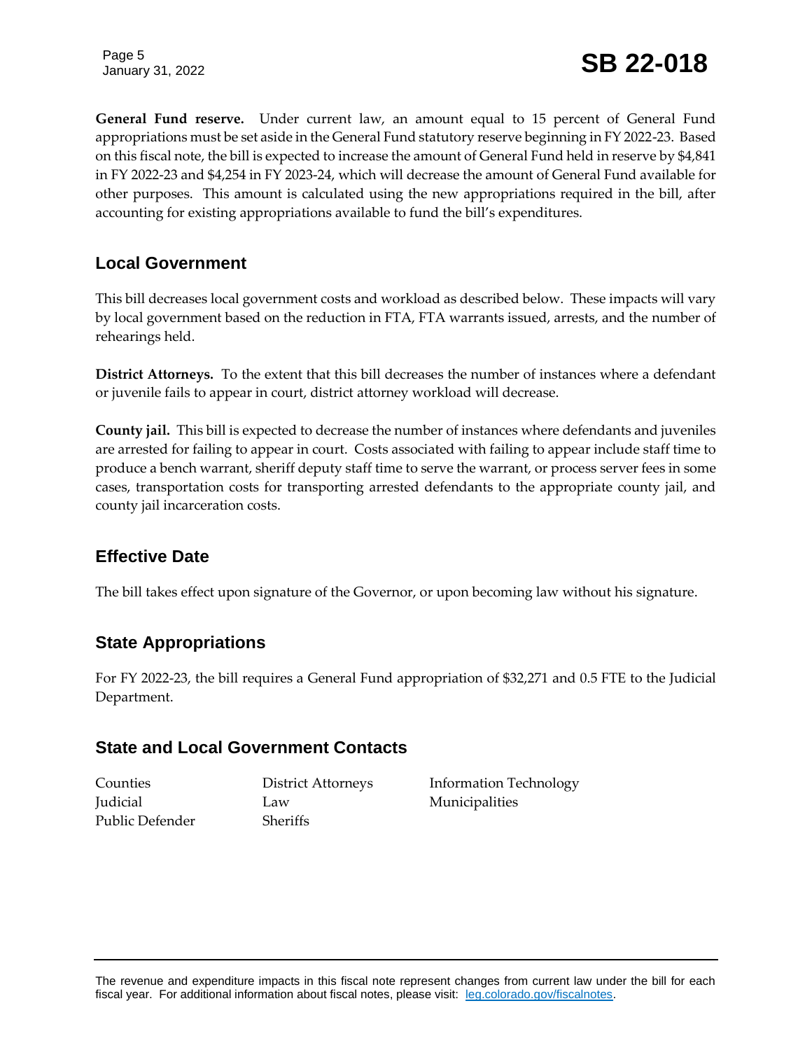**General Fund reserve.** Under current law, an amount equal to 15 percent of General Fund appropriations must be set aside in the General Fund statutory reserve beginning in FY 2022-23. Based on this fiscal note, the bill is expected to increase the amount of General Fund held in reserve by $4,841 in FY 2022-23 and $4,254 in FY 2023-24, which will decrease the amount of General Fund available for other purposes. This amount is calculated using the new appropriations required in the bill, after accounting for existing appropriations available to fund the bill's expenditures.

## Local Government

This bill decreases local government costs and workload as described below. These impacts will vary by local government based on the reduction in FTA, FTA warrants issued, arrests, and the number of rehearings held.

**District Attorneys.** To the extent that this bill decreases the number of instances where a defendant or juvenile fails to appear in court, district attorney workload will decrease.

**County jail.** This bill is expected to decrease the number of instances where defendants and juveniles are arrested for failing to appear in court. Costs associated with failing to appear include staff time to produce a bench warrant, sheriff deputy staff time to serve the warrant, or process server fees in some cases, transportation costs for transporting arrested defendants to the appropriate county jail, and county jail incarceration costs.

## Effective Date

The bill takes effect upon signature of the Governor, or upon becoming law without his signature.

## State Appropriations

For FY 2022-23, the bill requires a General Fund appropriation of $32,271 and 0.5 FTE to the Judicial Department.

## State and Local Government Contacts

| | | |
|---|---|---|
| Counties | District Attorneys | Information Technology |
| Judicial | Law | Municipalities |
| Public Defender | Sheriffs | |

The revenue and expenditure impacts in this fiscal note represent changes from current law under the bill for each fiscal year. For additional information about fiscal notes, please visit: leg.colorado.gov/fiscalnotes.